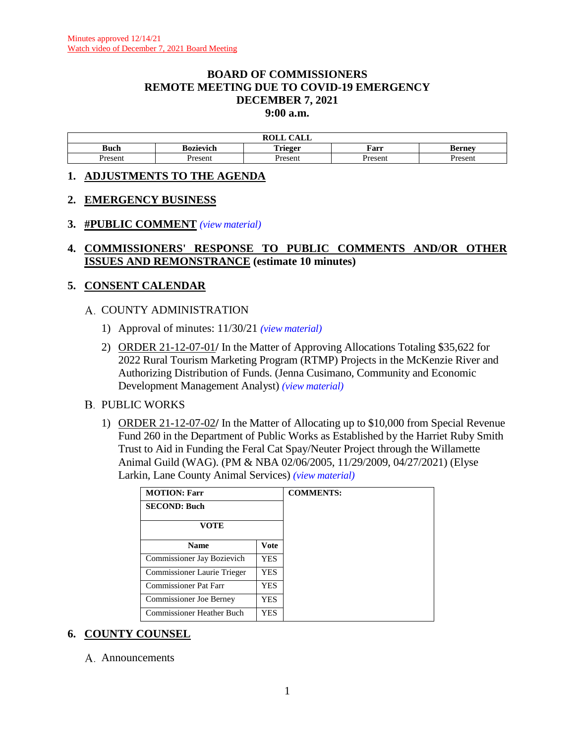Minutes approved 12/14/21
Watch video of December 7, 2021 Board Meeting

# BOARD OF COMMISSIONERS
# REMOTE MEETING DUE TO COVID-19 EMERGENCY
# DECEMBER 7, 2021
# 9:00 a.m.

| ROLL CALL | | | | |
|---|---|---|---|---|
| **Buch** | **Bozievich** | **Trieger** | **Farr** | **Berney** |
| Present | Present | Present | Present | Present |

## 1. ADJUSTMENTS TO THE AGENDA

## 2. EMERGENCY BUSINESS

## 3. #PUBLIC COMMENT *(view material)*

## 4. COMMISSIONERS' RESPONSE TO PUBLIC COMMENTS AND/OR OTHER ISSUES AND REMONSTRANCE (estimate 10 minutes)

## 5. CONSENT CALENDAR

A. COUNTY ADMINISTRATION

1) Approval of minutes: 11/30/21 *(view material)*

2) ORDER 21-12-07-01**/** In the Matter of Approving Allocations Totaling $35,622 for 2022 Rural Tourism Marketing Program (RTMP) Projects in the McKenzie River and Authorizing Distribution of Funds. (Jenna Cusimano, Community and Economic Development Management Analyst) *(view material)*

B. PUBLIC WORKS

1) ORDER 21-12-07-02**/** In the Matter of Allocating up to $10,000 from Special Revenue Fund 260 in the Department of Public Works as Established by the Harriet Ruby Smith Trust to Aid in Funding the Feral Cat Spay/Neuter Project through the Willamette Animal Guild (WAG). (PM & NBA 02/06/2005, 11/29/2009, 04/27/2021) (Elyse Larkin, Lane County Animal Services) *(view material)*

| **MOTION: Farr** | | **COMMENTS:** |
|---|---|---|
| **SECOND: Buch** | | |
| **VOTE** | | |
| **Name** | **Vote** | |
| Commissioner Jay Bozievich | YES | |
| Commissioner Laurie Trieger | YES | |
| Commissioner Pat Farr | YES | |
| Commissioner Joe Berney | YES | |
| Commissioner Heather Buch | YES | |

## 6. COUNTY COUNSEL

A. Announcements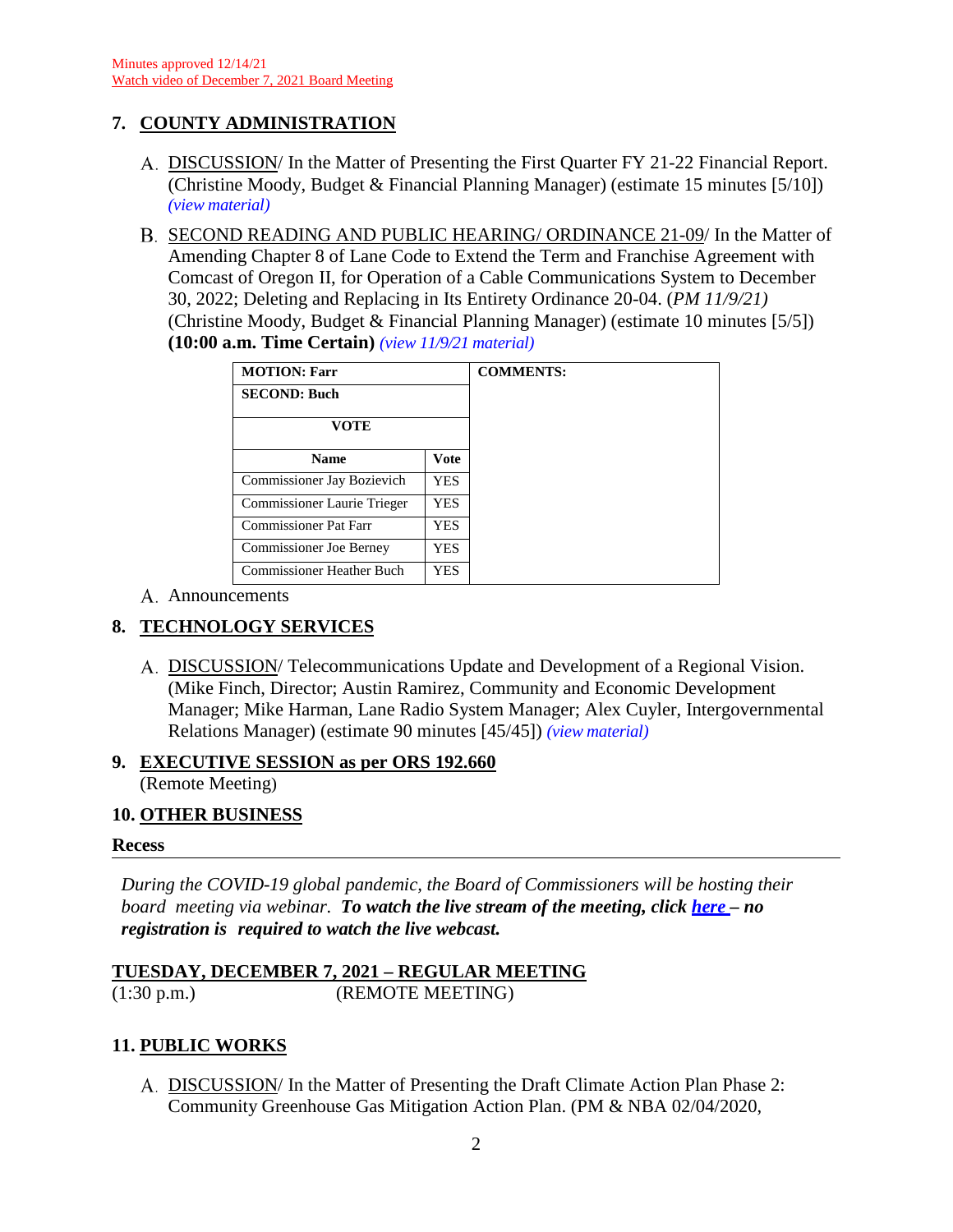Minutes approved 12/14/21
Watch video of December 7, 2021 Board Meeting

## 7. COUNTY ADMINISTRATION

A. DISCUSSION/ In the Matter of Presenting the First Quarter FY 21-22 Financial Report. (Christine Moody, Budget & Financial Planning Manager) (estimate 15 minutes [5/10]) *(view material)*

B. SECOND READING AND PUBLIC HEARING/ ORDINANCE 21-09/ In the Matter of Amending Chapter 8 of Lane Code to Extend the Term and Franchise Agreement with Comcast of Oregon II, for Operation of a Cable Communications System to December 30, 2022; Deleting and Replacing in Its Entirety Ordinance 20-04. (*PM 11/9/21*) (Christine Moody, Budget & Financial Planning Manager) (estimate 10 minutes [5/5]) **(10:00 a.m. Time Certain)** *(view 11/9/21 material)*

| MOTION: Farr | | COMMENTS: |
|---|---|---|
| SECOND: Buch | | |
| VOTE | | |
| Name | Vote | |
| Commissioner Jay Bozievich | YES | |
| Commissioner Laurie Trieger | YES | |
| Commissioner Pat Farr | YES | |
| Commissioner Joe Berney | YES | |
| Commissioner Heather Buch | YES | |

A. Announcements

## 8. TECHNOLOGY SERVICES

A. DISCUSSION/ Telecommunications Update and Development of a Regional Vision. (Mike Finch, Director; Austin Ramirez, Community and Economic Development Manager; Mike Harman, Lane Radio System Manager; Alex Cuyler, Intergovernmental Relations Manager) (estimate 90 minutes [45/45]) *(view material)*

## 9. EXECUTIVE SESSION as per ORS 192.660

(Remote Meeting)

## 10. OTHER BUSINESS

**Recess**

---

*During the COVID-19 global pandemic, the Board of Commissioners will be hosting their board meeting via webinar.* ***To watch the live stream of the meeting, click here – no registration is required to watch the live webcast.***

**TUESDAY, DECEMBER 7, 2021 – REGULAR MEETING**

(1:30 p.m.) (REMOTE MEETING)

## 11. PUBLIC WORKS

A. DISCUSSION/ In the Matter of Presenting the Draft Climate Action Plan Phase 2: Community Greenhouse Gas Mitigation Action Plan. (PM & NBA 02/04/2020,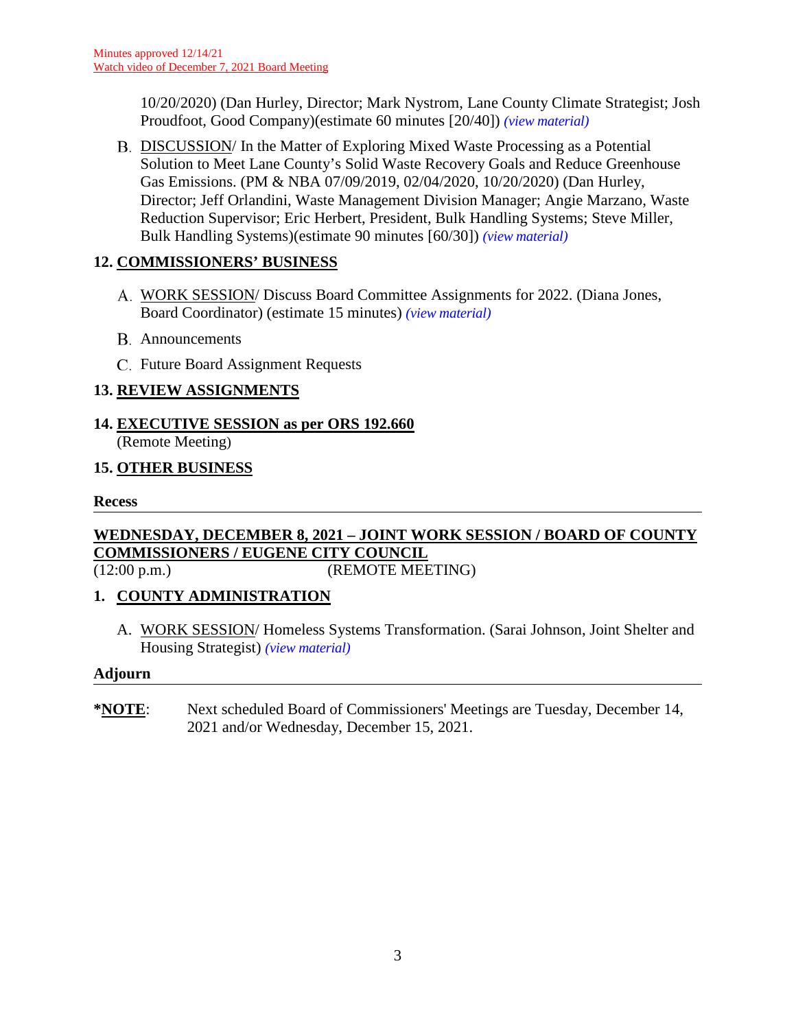Minutes approved 12/14/21
Watch video of December 7, 2021 Board Meeting

10/20/2020) (Dan Hurley, Director; Mark Nystrom, Lane County Climate Strategist; Josh Proudfoot, Good Company)(estimate 60 minutes [20/40]) *(view material)*

B. DISCUSSION/ In the Matter of Exploring Mixed Waste Processing as a Potential Solution to Meet Lane County's Solid Waste Recovery Goals and Reduce Greenhouse Gas Emissions. (PM & NBA 07/09/2019, 02/04/2020, 10/20/2020) (Dan Hurley, Director; Jeff Orlandini, Waste Management Division Manager; Angie Marzano, Waste Reduction Supervisor; Eric Herbert, President, Bulk Handling Systems; Steve Miller, Bulk Handling Systems)(estimate 90 minutes [60/30]) *(view material)*

**12. COMMISSIONERS' BUSINESS**

A. WORK SESSION/ Discuss Board Committee Assignments for 2022. (Diana Jones, Board Coordinator) (estimate 15 minutes) *(view material)*

B. Announcements

C. Future Board Assignment Requests

**13. REVIEW ASSIGNMENTS**

**14. EXECUTIVE SESSION as per ORS 192.660**
(Remote Meeting)

**15. OTHER BUSINESS**

**Recess**

---

**WEDNESDAY, DECEMBER 8, 2021 – JOINT WORK SESSION / BOARD OF COUNTY COMMISSIONERS / EUGENE CITY COUNCIL**
(12:00 p.m.) (REMOTE MEETING)

**1. COUNTY ADMINISTRATION**

A. WORK SESSION/ Homeless Systems Transformation. (Sarai Johnson, Joint Shelter and Housing Strategist) *(view material)*

**Adjourn**

---

**\*NOTE**: Next scheduled Board of Commissioners' Meetings are Tuesday, December 14, 2021 and/or Wednesday, December 15, 2021.